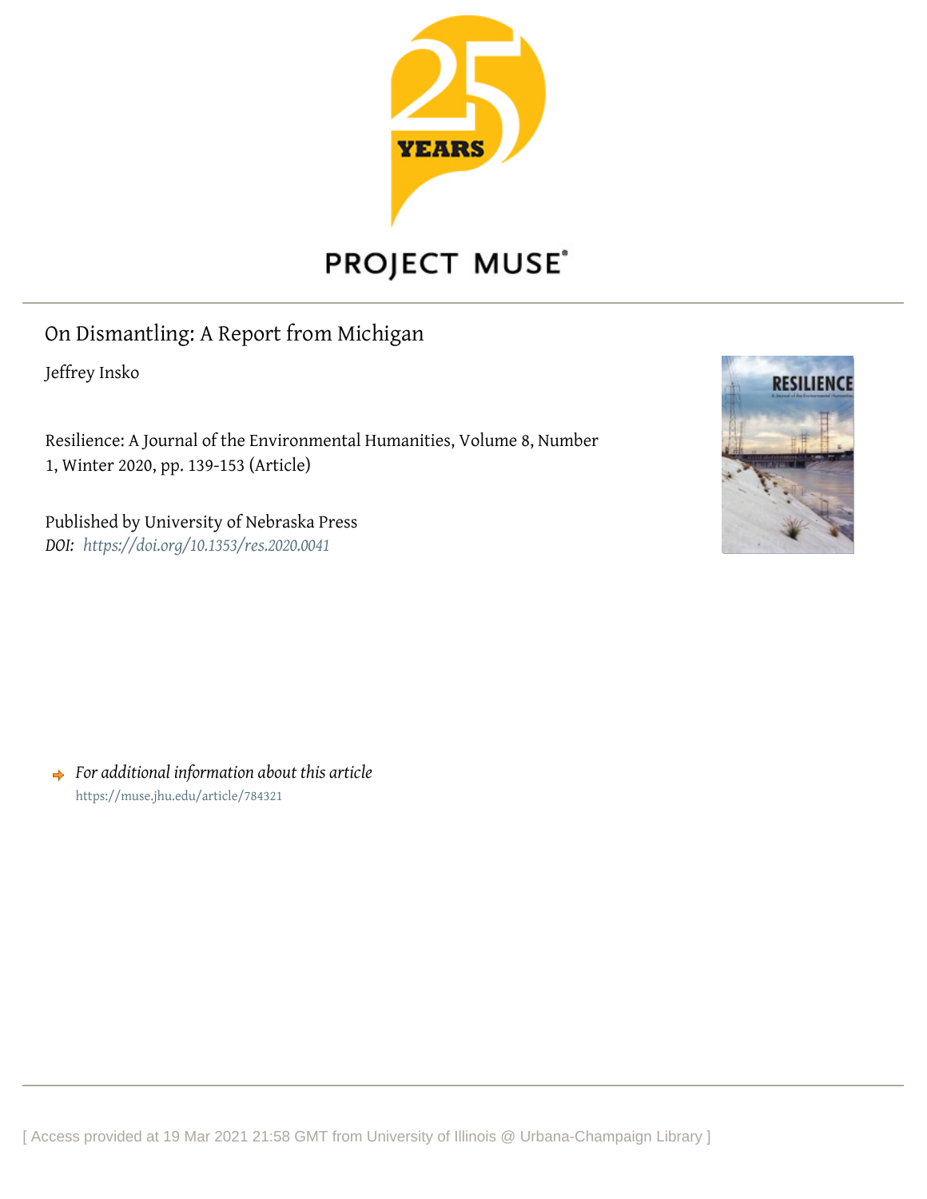# On Dismantling: A Report from Michigan

Jeffrey Insko

Resilience: A Journal of the Environmental Humanities, Volume 8, Number 1, Winter 2020, pp. 139-153 (Article)

Published by University of Nebraska Press

*DOI: https://doi.org/10.1353/res.2020.0041*

*For additional information about this article*

https://muse.jhu.edu/article/784321

[ Access provided at 19 Mar 2021 21:58 GMT from University of Illinois @ Urbana-Champaign Library ]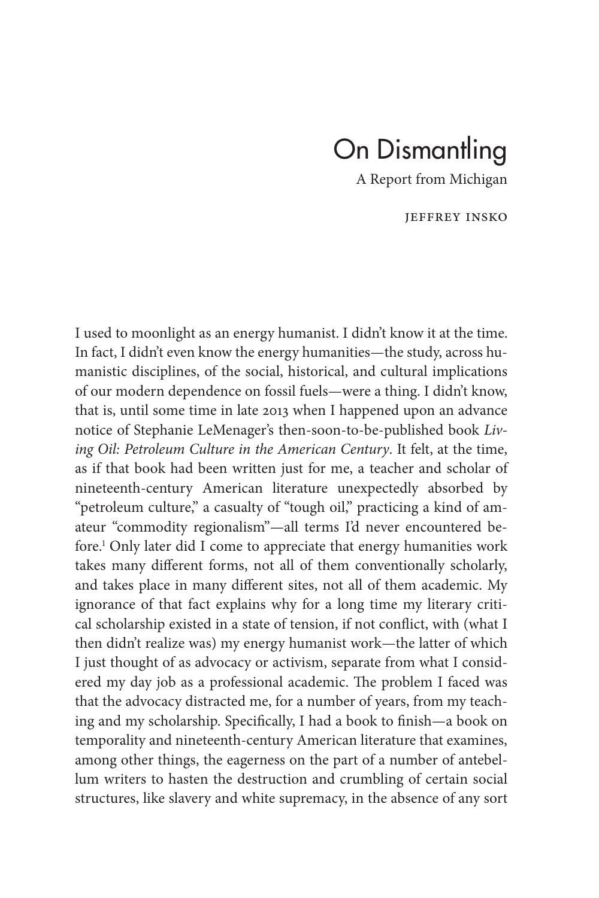# On Dismantling

A Report from Michigan

JEFFREY INSKO

I used to moonlight as an energy humanist. I didn't know it at the time. In fact, I didn't even know the energy humanities—the study, across humanistic disciplines, of the social, historical, and cultural implications of our modern dependence on fossil fuels—were a thing. I didn't know, that is, until some time in late 2013 when I happened upon an advance notice of Stephanie LeMenager's then-soon-to-be-published book *Living Oil: Petroleum Culture in the American Century*. It felt, at the time, as if that book had been written just for me, a teacher and scholar of nineteenth-century American literature unexpectedly absorbed by "petroleum culture," a casualty of "tough oil," practicing a kind of amateur "commodity regionalism"—all terms I'd never encountered before.[1] Only later did I come to appreciate that energy humanities work takes many different forms, not all of them conventionally scholarly, and takes place in many different sites, not all of them academic. My ignorance of that fact explains why for a long time my literary critical scholarship existed in a state of tension, if not conflict, with (what I then didn't realize was) my energy humanist work—the latter of which I just thought of as advocacy or activism, separate from what I considered my day job as a professional academic. The problem I faced was that the advocacy distracted me, for a number of years, from my teaching and my scholarship. Specifically, I had a book to finish—a book on temporality and nineteenth-century American literature that examines, among other things, the eagerness on the part of a number of antebellum writers to hasten the destruction and crumbling of certain social structures, like slavery and white supremacy, in the absence of any sort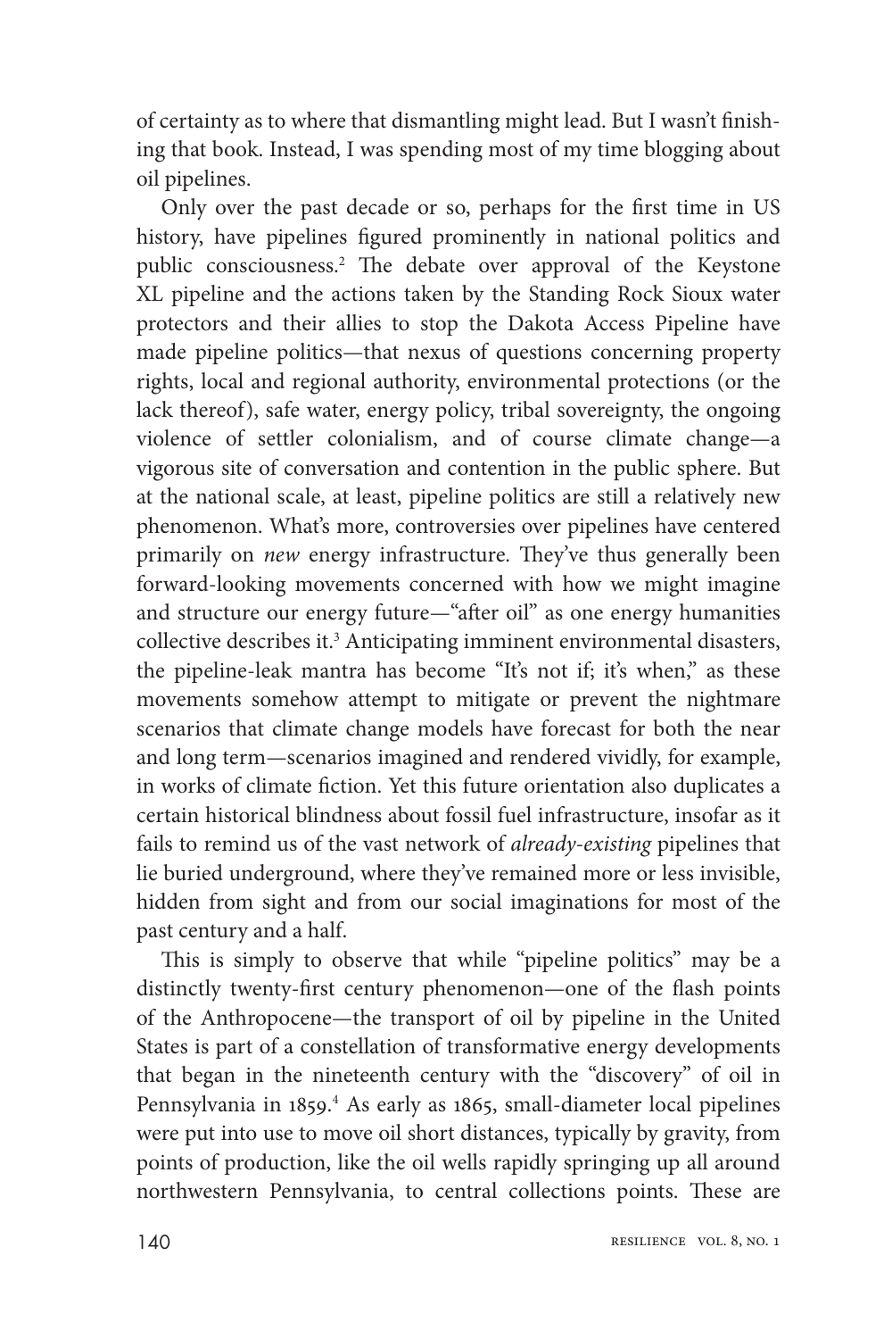of certainty as to where that dismantling might lead. But I wasn't finishing that book. Instead, I was spending most of my time blogging about oil pipelines.

Only over the past decade or so, perhaps for the first time in US history, have pipelines figured prominently in national politics and public consciousness.[2] The debate over approval of the Keystone XL pipeline and the actions taken by the Standing Rock Sioux water protectors and their allies to stop the Dakota Access Pipeline have made pipeline politics—that nexus of questions concerning property rights, local and regional authority, environmental protections (or the lack thereof), safe water, energy policy, tribal sovereignty, the ongoing violence of settler colonialism, and of course climate change—a vigorous site of conversation and contention in the public sphere. But at the national scale, at least, pipeline politics are still a relatively new phenomenon. What's more, controversies over pipelines have centered primarily on *new* energy infrastructure. They've thus generally been forward-looking movements concerned with how we might imagine and structure our energy future—"after oil" as one energy humanities collective describes it.[3] Anticipating imminent environmental disasters, the pipeline-leak mantra has become "It's not if; it's when," as these movements somehow attempt to mitigate or prevent the nightmare scenarios that climate change models have forecast for both the near and long term—scenarios imagined and rendered vividly, for example, in works of climate fiction. Yet this future orientation also duplicates a certain historical blindness about fossil fuel infrastructure, insofar as it fails to remind us of the vast network of *already-existing* pipelines that lie buried underground, where they've remained more or less invisible, hidden from sight and from our social imaginations for most of the past century and a half.

This is simply to observe that while "pipeline politics" may be a distinctly twenty-first century phenomenon—one of the flash points of the Anthropocene—the transport of oil by pipeline in the United States is part of a constellation of transformative energy developments that began in the nineteenth century with the "discovery" of oil in Pennsylvania in 1859.[4] As early as 1865, small-diameter local pipelines were put into use to move oil short distances, typically by gravity, from points of production, like the oil wells rapidly springing up all around northwestern Pennsylvania, to central collections points. These are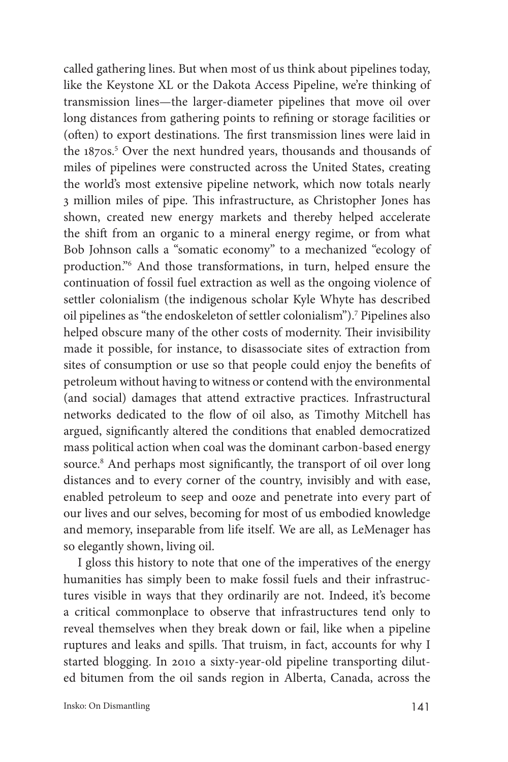called gathering lines. But when most of us think about pipelines today, like the Keystone XL or the Dakota Access Pipeline, we're thinking of transmission lines—the larger-diameter pipelines that move oil over long distances from gathering points to refining or storage facilities or (often) to export destinations. The first transmission lines were laid in the 1870s.[5] Over the next hundred years, thousands and thousands of miles of pipelines were constructed across the United States, creating the world's most extensive pipeline network, which now totals nearly 3 million miles of pipe. This infrastructure, as Christopher Jones has shown, created new energy markets and thereby helped accelerate the shift from an organic to a mineral energy regime, or from what Bob Johnson calls a "somatic economy" to a mechanized "ecology of production."[6] And those transformations, in turn, helped ensure the continuation of fossil fuel extraction as well as the ongoing violence of settler colonialism (the indigenous scholar Kyle Whyte has described oil pipelines as "the endoskeleton of settler colonialism").[7] Pipelines also helped obscure many of the other costs of modernity. Their invisibility made it possible, for instance, to disassociate sites of extraction from sites of consumption or use so that people could enjoy the benefits of petroleum without having to witness or contend with the environmental (and social) damages that attend extractive practices. Infrastructural networks dedicated to the flow of oil also, as Timothy Mitchell has argued, significantly altered the conditions that enabled democratized mass political action when coal was the dominant carbon-based energy source.[8] And perhaps most significantly, the transport of oil over long distances and to every corner of the country, invisibly and with ease, enabled petroleum to seep and ooze and penetrate into every part of our lives and our selves, becoming for most of us embodied knowledge and memory, inseparable from life itself. We are all, as LeMenager has so elegantly shown, living oil.

I gloss this history to note that one of the imperatives of the energy humanities has simply been to make fossil fuels and their infrastructures visible in ways that they ordinarily are not. Indeed, it's become a critical commonplace to observe that infrastructures tend only to reveal themselves when they break down or fail, like when a pipeline ruptures and leaks and spills. That truism, in fact, accounts for why I started blogging. In 2010 a sixty-year-old pipeline transporting diluted bitumen from the oil sands region in Alberta, Canada, across the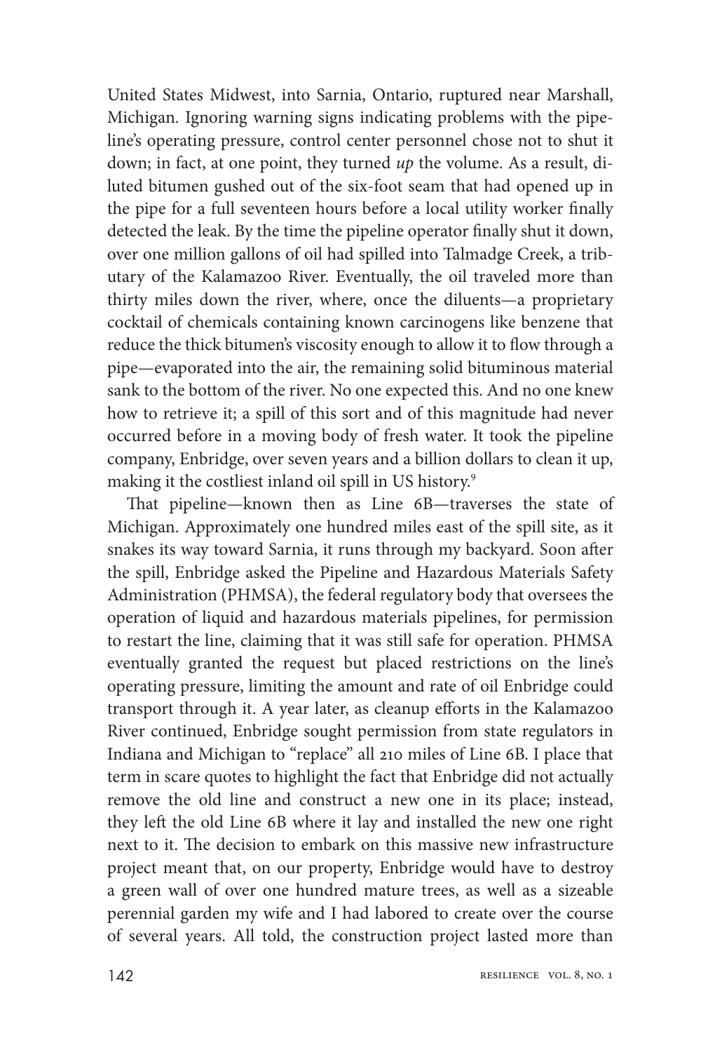United States Midwest, into Sarnia, Ontario, ruptured near Marshall, Michigan. Ignoring warning signs indicating problems with the pipeline's operating pressure, control center personnel chose not to shut it down; in fact, at one point, they turned *up* the volume. As a result, diluted bitumen gushed out of the six-foot seam that had opened up in the pipe for a full seventeen hours before a local utility worker finally detected the leak. By the time the pipeline operator finally shut it down, over one million gallons of oil had spilled into Talmadge Creek, a tributary of the Kalamazoo River. Eventually, the oil traveled more than thirty miles down the river, where, once the diluents—a proprietary cocktail of chemicals containing known carcinogens like benzene that reduce the thick bitumen's viscosity enough to allow it to flow through a pipe—evaporated into the air, the remaining solid bituminous material sank to the bottom of the river. No one expected this. And no one knew how to retrieve it; a spill of this sort and of this magnitude had never occurred before in a moving body of fresh water. It took the pipeline company, Enbridge, over seven years and a billion dollars to clean it up, making it the costliest inland oil spill in US history.[9]

That pipeline—known then as Line 6B—traverses the state of Michigan. Approximately one hundred miles east of the spill site, as it snakes its way toward Sarnia, it runs through my backyard. Soon after the spill, Enbridge asked the Pipeline and Hazardous Materials Safety Administration (PHMSA), the federal regulatory body that oversees the operation of liquid and hazardous materials pipelines, for permission to restart the line, claiming that it was still safe for operation. PHMSA eventually granted the request but placed restrictions on the line's operating pressure, limiting the amount and rate of oil Enbridge could transport through it. A year later, as cleanup efforts in the Kalamazoo River continued, Enbridge sought permission from state regulators in Indiana and Michigan to "replace" all 210 miles of Line 6B. I place that term in scare quotes to highlight the fact that Enbridge did not actually remove the old line and construct a new one in its place; instead, they left the old Line 6B where it lay and installed the new one right next to it. The decision to embark on this massive new infrastructure project meant that, on our property, Enbridge would have to destroy a green wall of over one hundred mature trees, as well as a sizeable perennial garden my wife and I had labored to create over the course of several years. All told, the construction project lasted more than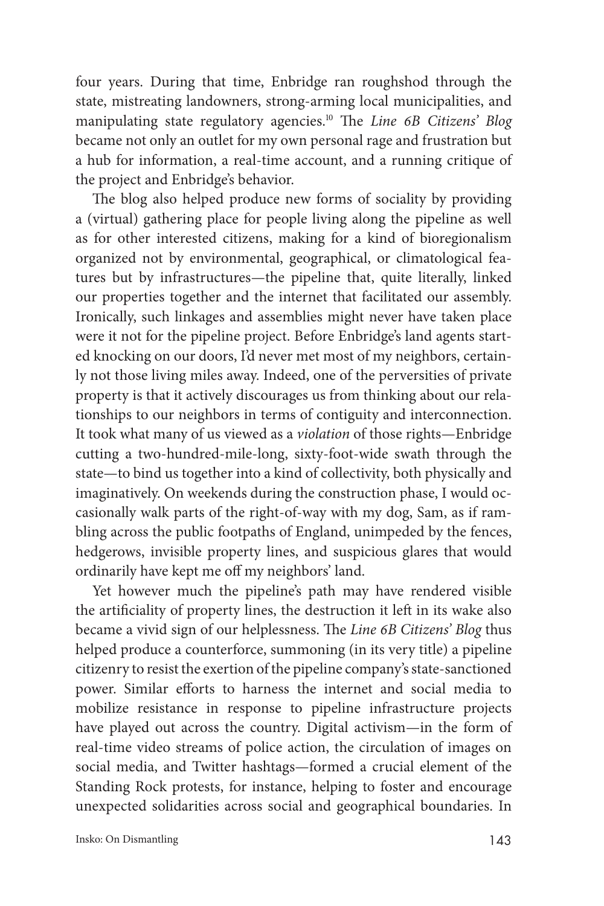four years. During that time, Enbridge ran roughshod through the state, mistreating landowners, strong-arming local municipalities, and manipulating state regulatory agencies.[10] The *Line 6B Citizens' Blog* became not only an outlet for my own personal rage and frustration but a hub for information, a real-time account, and a running critique of the project and Enbridge's behavior.

The blog also helped produce new forms of sociality by providing a (virtual) gathering place for people living along the pipeline as well as for other interested citizens, making for a kind of bioregionalism organized not by environmental, geographical, or climatological features but by infrastructures—the pipeline that, quite literally, linked our properties together and the internet that facilitated our assembly. Ironically, such linkages and assemblies might never have taken place were it not for the pipeline project. Before Enbridge's land agents started knocking on our doors, I'd never met most of my neighbors, certainly not those living miles away. Indeed, one of the perversities of private property is that it actively discourages us from thinking about our relationships to our neighbors in terms of contiguity and interconnection. It took what many of us viewed as a *violation* of those rights—Enbridge cutting a two-hundred-mile-long, sixty-foot-wide swath through the state—to bind us together into a kind of collectivity, both physically and imaginatively. On weekends during the construction phase, I would occasionally walk parts of the right-of-way with my dog, Sam, as if rambling across the public footpaths of England, unimpeded by the fences, hedgerows, invisible property lines, and suspicious glares that would ordinarily have kept me off my neighbors' land.

Yet however much the pipeline's path may have rendered visible the artificiality of property lines, the destruction it left in its wake also became a vivid sign of our helplessness. The *Line 6B Citizens' Blog* thus helped produce a counterforce, summoning (in its very title) a pipeline citizenry to resist the exertion of the pipeline company's state-sanctioned power. Similar efforts to harness the internet and social media to mobilize resistance in response to pipeline infrastructure projects have played out across the country. Digital activism—in the form of real-time video streams of police action, the circulation of images on social media, and Twitter hashtags—formed a crucial element of the Standing Rock protests, for instance, helping to foster and encourage unexpected solidarities across social and geographical boundaries. In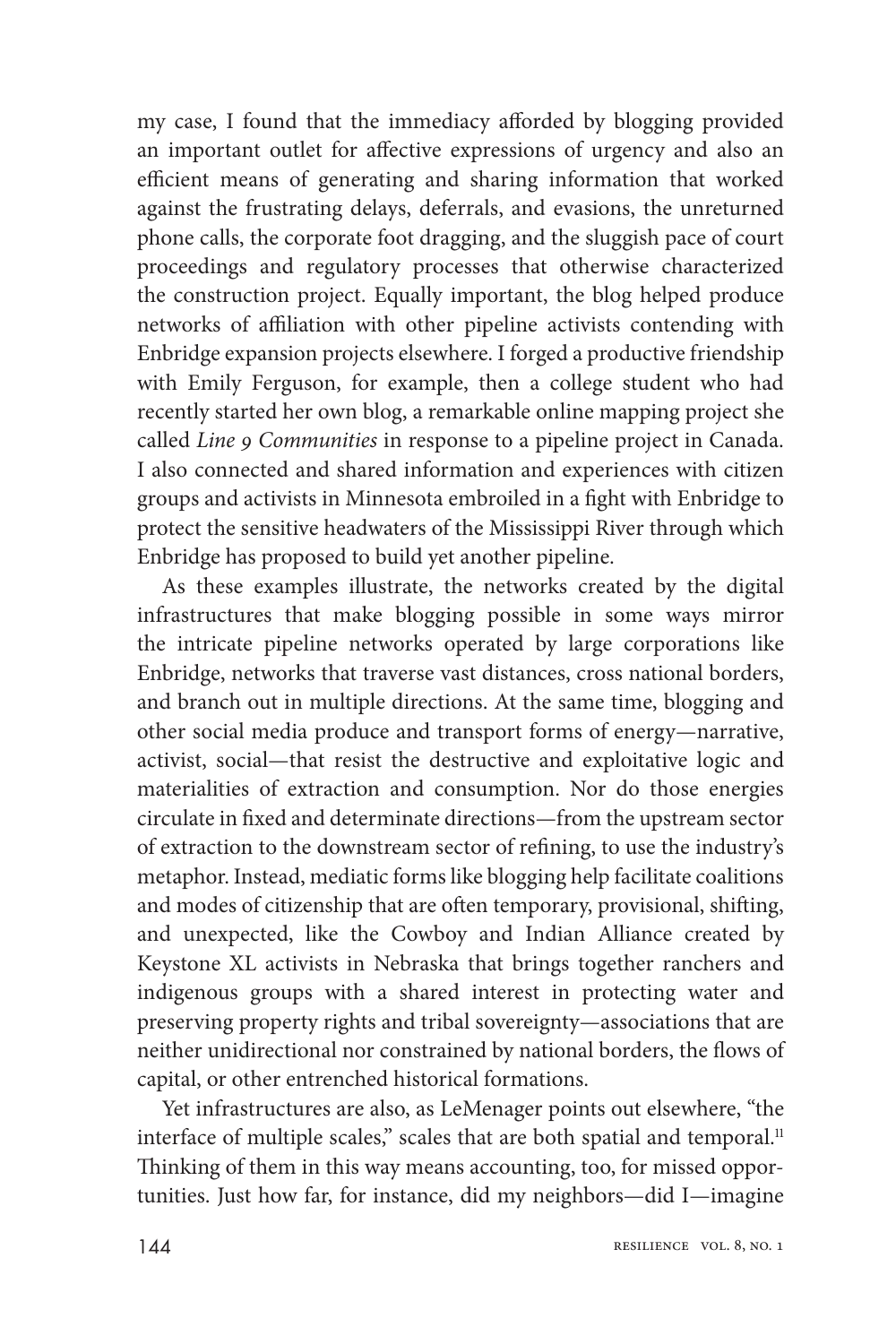my case, I found that the immediacy afforded by blogging provided an important outlet for affective expressions of urgency and also an efficient means of generating and sharing information that worked against the frustrating delays, deferrals, and evasions, the unreturned phone calls, the corporate foot dragging, and the sluggish pace of court proceedings and regulatory processes that otherwise characterized the construction project. Equally important, the blog helped produce networks of affiliation with other pipeline activists contending with Enbridge expansion projects elsewhere. I forged a productive friendship with Emily Ferguson, for example, then a college student who had recently started her own blog, a remarkable online mapping project she called *Line 9 Communities* in response to a pipeline project in Canada. I also connected and shared information and experiences with citizen groups and activists in Minnesota embroiled in a fight with Enbridge to protect the sensitive headwaters of the Mississippi River through which Enbridge has proposed to build yet another pipeline.

As these examples illustrate, the networks created by the digital infrastructures that make blogging possible in some ways mirror the intricate pipeline networks operated by large corporations like Enbridge, networks that traverse vast distances, cross national borders, and branch out in multiple directions. At the same time, blogging and other social media produce and transport forms of energy—narrative, activist, social—that resist the destructive and exploitative logic and materialities of extraction and consumption. Nor do those energies circulate in fixed and determinate directions—from the upstream sector of extraction to the downstream sector of refining, to use the industry's metaphor. Instead, mediatic forms like blogging help facilitate coalitions and modes of citizenship that are often temporary, provisional, shifting, and unexpected, like the Cowboy and Indian Alliance created by Keystone XL activists in Nebraska that brings together ranchers and indigenous groups with a shared interest in protecting water and preserving property rights and tribal sovereignty—associations that are neither unidirectional nor constrained by national borders, the flows of capital, or other entrenched historical formations.

Yet infrastructures are also, as LeMenager points out elsewhere, "the interface of multiple scales," scales that are both spatial and temporal.[11] Thinking of them in this way means accounting, too, for missed opportunities. Just how far, for instance, did my neighbors—did I—imagine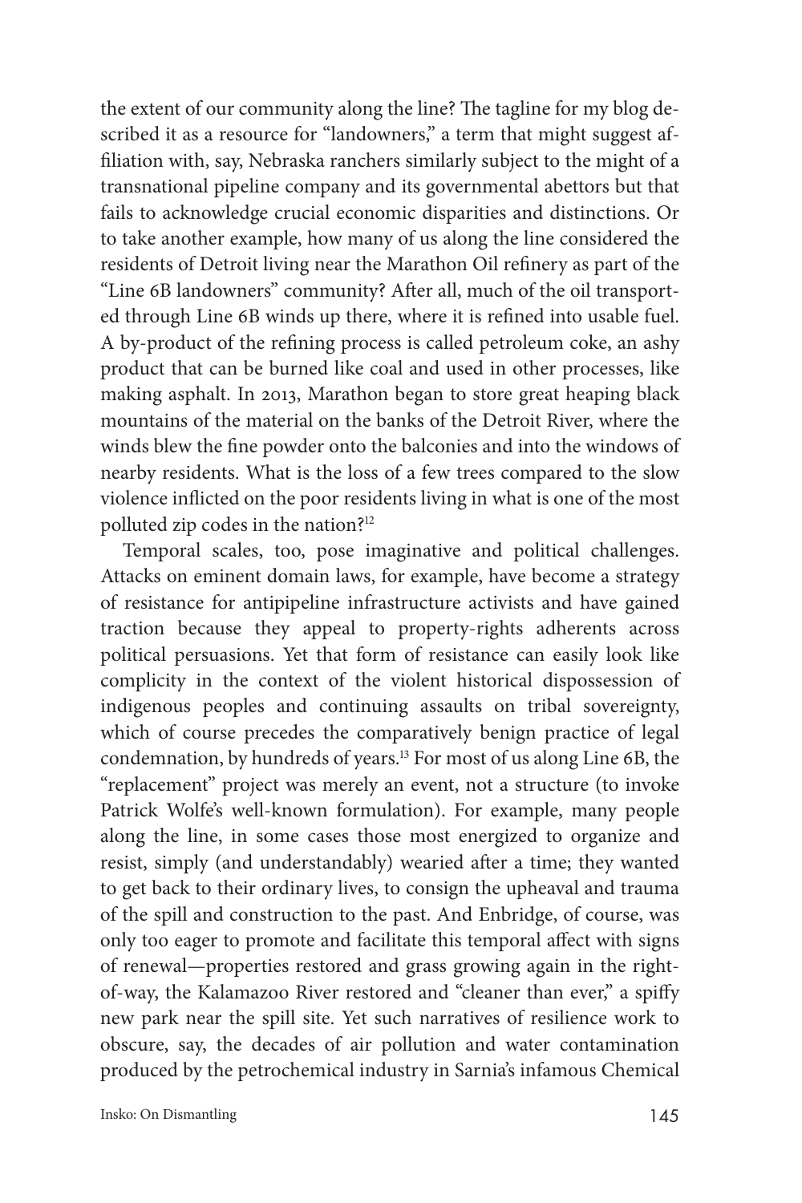the extent of our community along the line? The tagline for my blog described it as a resource for "landowners," a term that might suggest affiliation with, say, Nebraska ranchers similarly subject to the might of a transnational pipeline company and its governmental abettors but that fails to acknowledge crucial economic disparities and distinctions. Or to take another example, how many of us along the line considered the residents of Detroit living near the Marathon Oil refinery as part of the "Line 6B landowners" community? After all, much of the oil transported through Line 6B winds up there, where it is refined into usable fuel. A by-product of the refining process is called petroleum coke, an ashy product that can be burned like coal and used in other processes, like making asphalt. In 2013, Marathon began to store great heaping black mountains of the material on the banks of the Detroit River, where the winds blew the fine powder onto the balconies and into the windows of nearby residents. What is the loss of a few trees compared to the slow violence inflicted on the poor residents living in what is one of the most polluted zip codes in the nation?[12]

Temporal scales, too, pose imaginative and political challenges. Attacks on eminent domain laws, for example, have become a strategy of resistance for antipipeline infrastructure activists and have gained traction because they appeal to property-rights adherents across political persuasions. Yet that form of resistance can easily look like complicity in the context of the violent historical dispossession of indigenous peoples and continuing assaults on tribal sovereignty, which of course precedes the comparatively benign practice of legal condemnation, by hundreds of years.[13] For most of us along Line 6B, the "replacement" project was merely an event, not a structure (to invoke Patrick Wolfe's well-known formulation). For example, many people along the line, in some cases those most energized to organize and resist, simply (and understandably) wearied after a time; they wanted to get back to their ordinary lives, to consign the upheaval and trauma of the spill and construction to the past. And Enbridge, of course, was only too eager to promote and facilitate this temporal affect with signs of renewal—properties restored and grass growing again in the right-of-way, the Kalamazoo River restored and "cleaner than ever," a spiffy new park near the spill site. Yet such narratives of resilience work to obscure, say, the decades of air pollution and water contamination produced by the petrochemical industry in Sarnia's infamous Chemical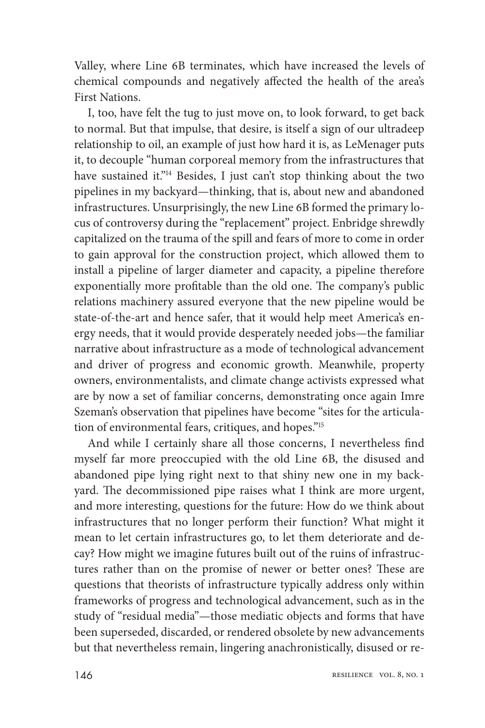Valley, where Line 6B terminates, which have increased the levels of chemical compounds and negatively affected the health of the area's First Nations.

I, too, have felt the tug to just move on, to look forward, to get back to normal. But that impulse, that desire, is itself a sign of our ultradeep relationship to oil, an example of just how hard it is, as LeMenager puts it, to decouple "human corporeal memory from the infrastructures that have sustained it."[14] Besides, I just can't stop thinking about the two pipelines in my backyard—thinking, that is, about new and abandoned infrastructures. Unsurprisingly, the new Line 6B formed the primary locus of controversy during the "replacement" project. Enbridge shrewdly capitalized on the trauma of the spill and fears of more to come in order to gain approval for the construction project, which allowed them to install a pipeline of larger diameter and capacity, a pipeline therefore exponentially more profitable than the old one. The company's public relations machinery assured everyone that the new pipeline would be state-of-the-art and hence safer, that it would help meet America's energy needs, that it would provide desperately needed jobs—the familiar narrative about infrastructure as a mode of technological advancement and driver of progress and economic growth. Meanwhile, property owners, environmentalists, and climate change activists expressed what are by now a set of familiar concerns, demonstrating once again Imre Szeman's observation that pipelines have become "sites for the articulation of environmental fears, critiques, and hopes."[15]

And while I certainly share all those concerns, I nevertheless find myself far more preoccupied with the old Line 6B, the disused and abandoned pipe lying right next to that shiny new one in my backyard. The decommissioned pipe raises what I think are more urgent, and more interesting, questions for the future: How do we think about infrastructures that no longer perform their function? What might it mean to let certain infrastructures go, to let them deteriorate and decay? How might we imagine futures built out of the ruins of infrastructures rather than on the promise of newer or better ones? These are questions that theorists of infrastructure typically address only within frameworks of progress and technological advancement, such as in the study of "residual media"—those mediatic objects and forms that have been superseded, discarded, or rendered obsolete by new advancements but that nevertheless remain, lingering anachronistically, disused or re-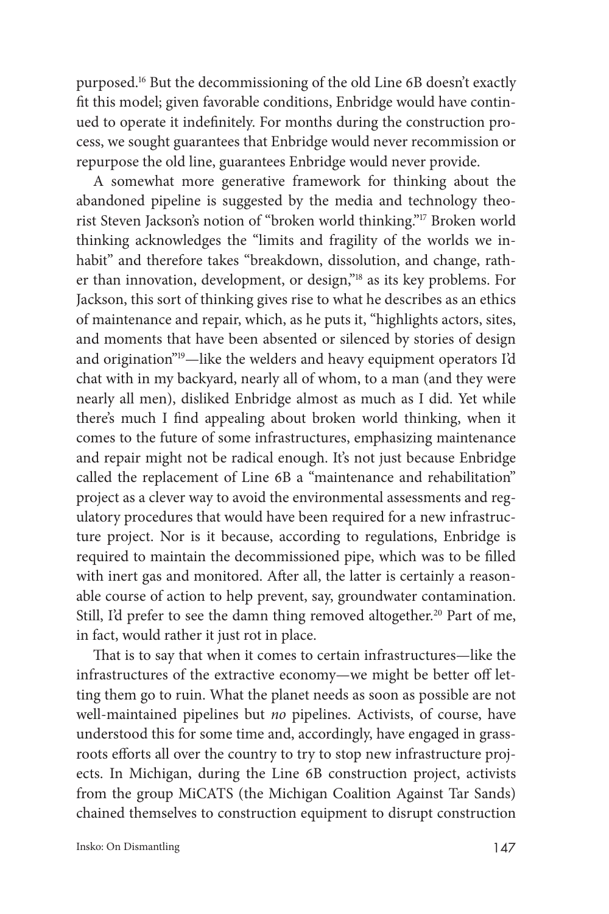purposed.[16] But the decommissioning of the old Line 6B doesn't exactly fit this model; given favorable conditions, Enbridge would have continued to operate it indefinitely. For months during the construction process, we sought guarantees that Enbridge would never recommission or repurpose the old line, guarantees Enbridge would never provide.

A somewhat more generative framework for thinking about the abandoned pipeline is suggested by the media and technology theorist Steven Jackson's notion of "broken world thinking."[17] Broken world thinking acknowledges the "limits and fragility of the worlds we inhabit" and therefore takes "breakdown, dissolution, and change, rather than innovation, development, or design,"[18] as its key problems. For Jackson, this sort of thinking gives rise to what he describes as an ethics of maintenance and repair, which, as he puts it, "highlights actors, sites, and moments that have been absented or silenced by stories of design and origination"[19]—like the welders and heavy equipment operators I'd chat with in my backyard, nearly all of whom, to a man (and they were nearly all men), disliked Enbridge almost as much as I did. Yet while there's much I find appealing about broken world thinking, when it comes to the future of some infrastructures, emphasizing maintenance and repair might not be radical enough. It's not just because Enbridge called the replacement of Line 6B a "maintenance and rehabilitation" project as a clever way to avoid the environmental assessments and regulatory procedures that would have been required for a new infrastructure project. Nor is it because, according to regulations, Enbridge is required to maintain the decommissioned pipe, which was to be filled with inert gas and monitored. After all, the latter is certainly a reasonable course of action to help prevent, say, groundwater contamination. Still, I'd prefer to see the damn thing removed altogether.[20] Part of me, in fact, would rather it just rot in place.

That is to say that when it comes to certain infrastructures—like the infrastructures of the extractive economy—we might be better off letting them go to ruin. What the planet needs as soon as possible are not well-maintained pipelines but *no* pipelines. Activists, of course, have understood this for some time and, accordingly, have engaged in grassroots efforts all over the country to try to stop new infrastructure projects. In Michigan, during the Line 6B construction project, activists from the group MiCATS (the Michigan Coalition Against Tar Sands) chained themselves to construction equipment to disrupt construction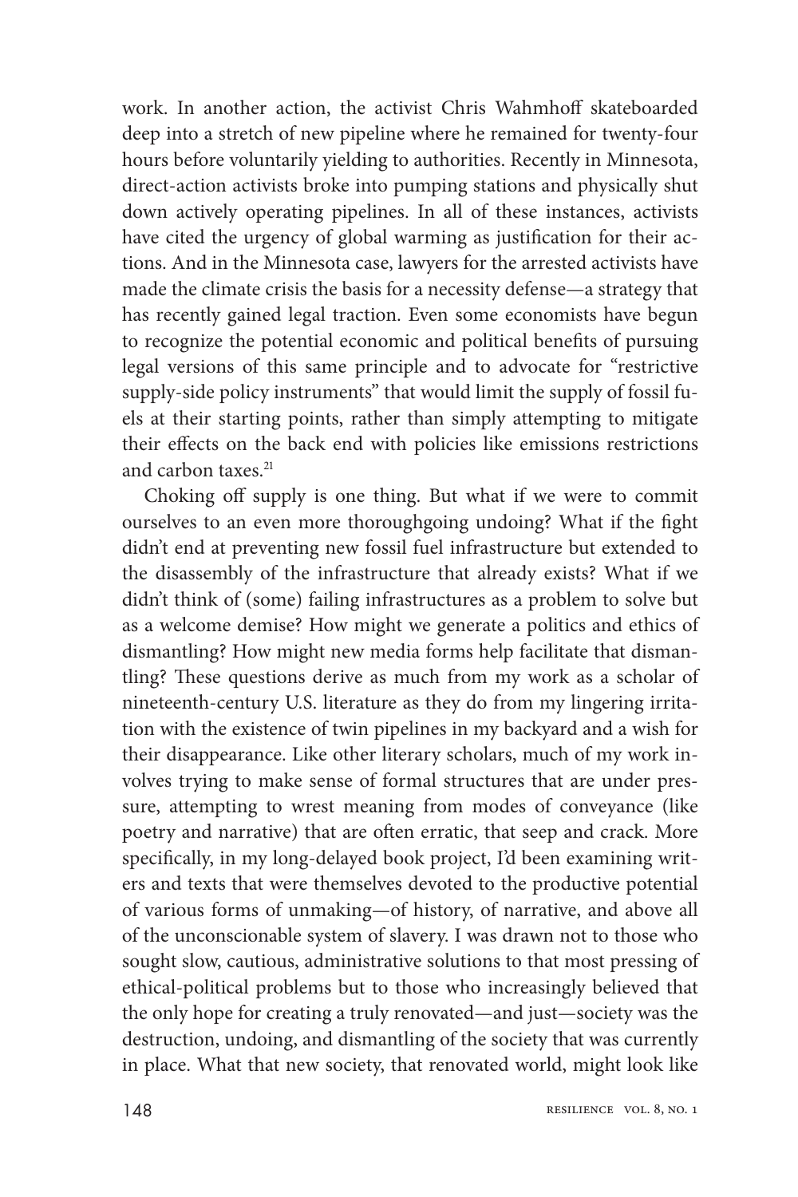work. In another action, the activist Chris Wahmhoff skateboarded deep into a stretch of new pipeline where he remained for twenty-four hours before voluntarily yielding to authorities. Recently in Minnesota, direct-action activists broke into pumping stations and physically shut down actively operating pipelines. In all of these instances, activists have cited the urgency of global warming as justification for their actions. And in the Minnesota case, lawyers for the arrested activists have made the climate crisis the basis for a necessity defense—a strategy that has recently gained legal traction. Even some economists have begun to recognize the potential economic and political benefits of pursuing legal versions of this same principle and to advocate for "restrictive supply-side policy instruments" that would limit the supply of fossil fuels at their starting points, rather than simply attempting to mitigate their effects on the back end with policies like emissions restrictions and carbon taxes.[21]

Choking off supply is one thing. But what if we were to commit ourselves to an even more thoroughgoing undoing? What if the fight didn't end at preventing new fossil fuel infrastructure but extended to the disassembly of the infrastructure that already exists? What if we didn't think of (some) failing infrastructures as a problem to solve but as a welcome demise? How might we generate a politics and ethics of dismantling? How might new media forms help facilitate that dismantling? These questions derive as much from my work as a scholar of nineteenth-century U.S. literature as they do from my lingering irritation with the existence of twin pipelines in my backyard and a wish for their disappearance. Like other literary scholars, much of my work involves trying to make sense of formal structures that are under pressure, attempting to wrest meaning from modes of conveyance (like poetry and narrative) that are often erratic, that seep and crack. More specifically, in my long-delayed book project, I'd been examining writers and texts that were themselves devoted to the productive potential of various forms of unmaking—of history, of narrative, and above all of the unconscionable system of slavery. I was drawn not to those who sought slow, cautious, administrative solutions to that most pressing of ethical-political problems but to those who increasingly believed that the only hope for creating a truly renovated—and just—society was the destruction, undoing, and dismantling of the society that was currently in place. What that new society, that renovated world, might look like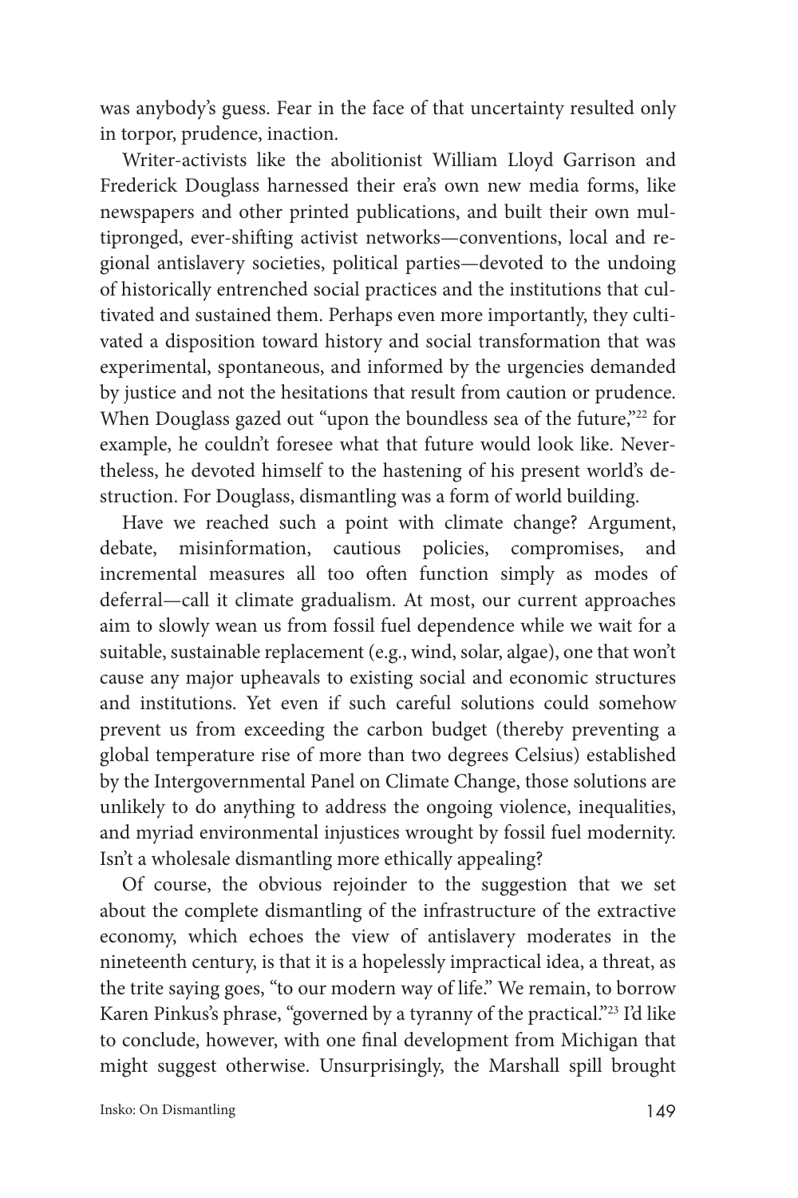was anybody's guess. Fear in the face of that uncertainty resulted only in torpor, prudence, inaction.

Writer-activists like the abolitionist William Lloyd Garrison and Frederick Douglass harnessed their era's own new media forms, like newspapers and other printed publications, and built their own multipronged, ever-shifting activist networks—conventions, local and regional antislavery societies, political parties—devoted to the undoing of historically entrenched social practices and the institutions that cultivated and sustained them. Perhaps even more importantly, they cultivated a disposition toward history and social transformation that was experimental, spontaneous, and informed by the urgencies demanded by justice and not the hesitations that result from caution or prudence. When Douglass gazed out "upon the boundless sea of the future,"[22] for example, he couldn't foresee what that future would look like. Nevertheless, he devoted himself to the hastening of his present world's destruction. For Douglass, dismantling was a form of world building.

Have we reached such a point with climate change? Argument, debate, misinformation, cautious policies, compromises, and incremental measures all too often function simply as modes of deferral—call it climate gradualism. At most, our current approaches aim to slowly wean us from fossil fuel dependence while we wait for a suitable, sustainable replacement (e.g., wind, solar, algae), one that won't cause any major upheavals to existing social and economic structures and institutions. Yet even if such careful solutions could somehow prevent us from exceeding the carbon budget (thereby preventing a global temperature rise of more than two degrees Celsius) established by the Intergovernmental Panel on Climate Change, those solutions are unlikely to do anything to address the ongoing violence, inequalities, and myriad environmental injustices wrought by fossil fuel modernity. Isn't a wholesale dismantling more ethically appealing?

Of course, the obvious rejoinder to the suggestion that we set about the complete dismantling of the infrastructure of the extractive economy, which echoes the view of antislavery moderates in the nineteenth century, is that it is a hopelessly impractical idea, a threat, as the trite saying goes, "to our modern way of life." We remain, to borrow Karen Pinkus's phrase, "governed by a tyranny of the practical."[23] I'd like to conclude, however, with one final development from Michigan that might suggest otherwise. Unsurprisingly, the Marshall spill brought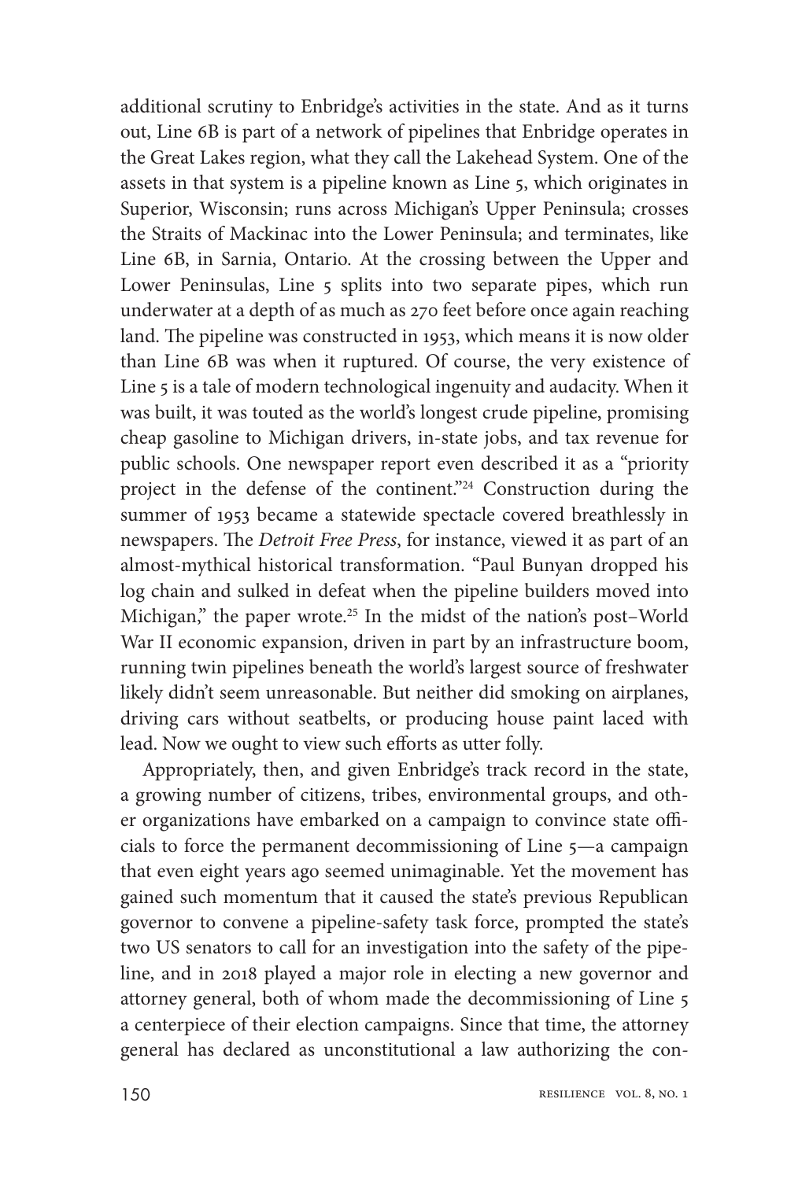additional scrutiny to Enbridge's activities in the state. And as it turns out, Line 6B is part of a network of pipelines that Enbridge operates in the Great Lakes region, what they call the Lakehead System. One of the assets in that system is a pipeline known as Line 5, which originates in Superior, Wisconsin; runs across Michigan's Upper Peninsula; crosses the Straits of Mackinac into the Lower Peninsula; and terminates, like Line 6B, in Sarnia, Ontario. At the crossing between the Upper and Lower Peninsulas, Line 5 splits into two separate pipes, which run underwater at a depth of as much as 270 feet before once again reaching land. The pipeline was constructed in 1953, which means it is now older than Line 6B was when it ruptured. Of course, the very existence of Line 5 is a tale of modern technological ingenuity and audacity. When it was built, it was touted as the world's longest crude pipeline, promising cheap gasoline to Michigan drivers, in-state jobs, and tax revenue for public schools. One newspaper report even described it as a "priority project in the defense of the continent."[24] Construction during the summer of 1953 became a statewide spectacle covered breathlessly in newspapers. The *Detroit Free Press*, for instance, viewed it as part of an almost-mythical historical transformation. "Paul Bunyan dropped his log chain and sulked in defeat when the pipeline builders moved into Michigan," the paper wrote.[25] In the midst of the nation's post–World War II economic expansion, driven in part by an infrastructure boom, running twin pipelines beneath the world's largest source of freshwater likely didn't seem unreasonable. But neither did smoking on airplanes, driving cars without seatbelts, or producing house paint laced with lead. Now we ought to view such efforts as utter folly.

Appropriately, then, and given Enbridge's track record in the state, a growing number of citizens, tribes, environmental groups, and other organizations have embarked on a campaign to convince state officials to force the permanent decommissioning of Line 5—a campaign that even eight years ago seemed unimaginable. Yet the movement has gained such momentum that it caused the state's previous Republican governor to convene a pipeline-safety task force, prompted the state's two US senators to call for an investigation into the safety of the pipeline, and in 2018 played a major role in electing a new governor and attorney general, both of whom made the decommissioning of Line 5 a centerpiece of their election campaigns. Since that time, the attorney general has declared as unconstitutional a law authorizing the con-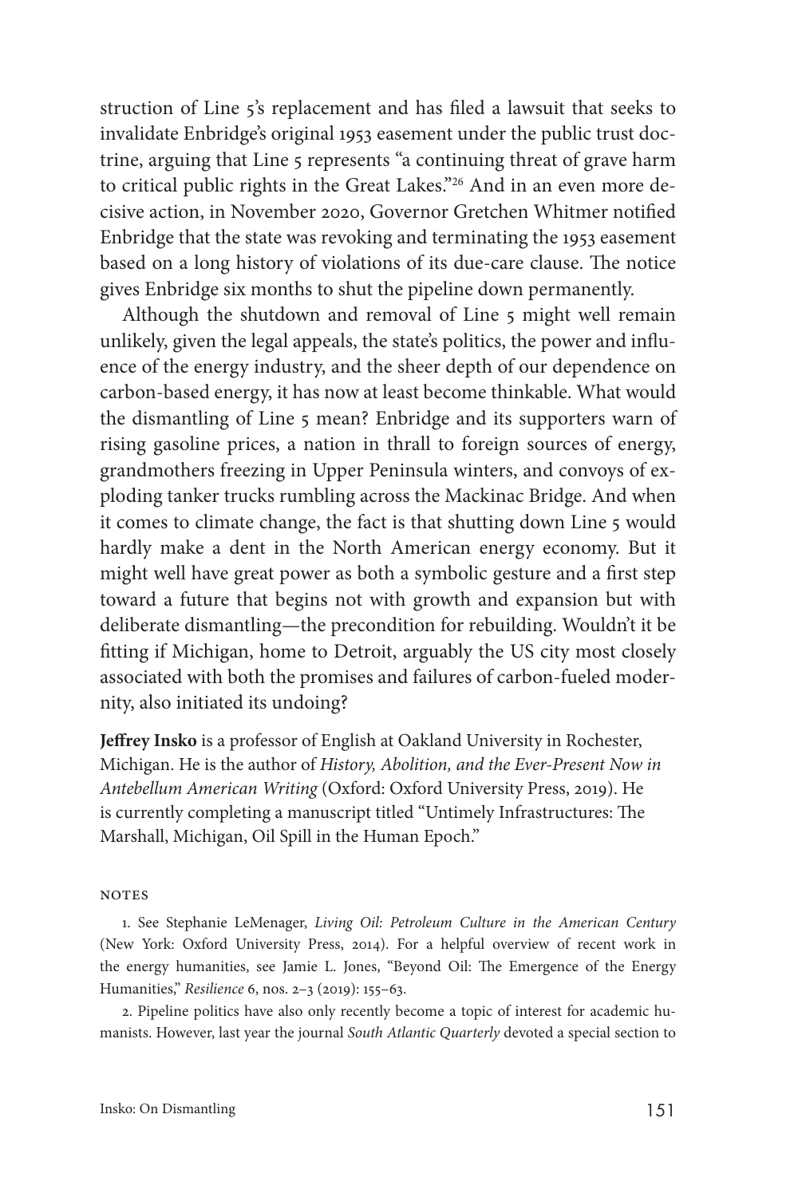struction of Line 5's replacement and has filed a lawsuit that seeks to invalidate Enbridge's original 1953 easement under the public trust doctrine, arguing that Line 5 represents "a continuing threat of grave harm to critical public rights in the Great Lakes."[26] And in an even more decisive action, in November 2020, Governor Gretchen Whitmer notified Enbridge that the state was revoking and terminating the 1953 easement based on a long history of violations of its due-care clause. The notice gives Enbridge six months to shut the pipeline down permanently.

Although the shutdown and removal of Line 5 might well remain unlikely, given the legal appeals, the state's politics, the power and influence of the energy industry, and the sheer depth of our dependence on carbon-based energy, it has now at least become thinkable. What would the dismantling of Line 5 mean? Enbridge and its supporters warn of rising gasoline prices, a nation in thrall to foreign sources of energy, grandmothers freezing in Upper Peninsula winters, and convoys of exploding tanker trucks rumbling across the Mackinac Bridge. And when it comes to climate change, the fact is that shutting down Line 5 would hardly make a dent in the North American energy economy. But it might well have great power as both a symbolic gesture and a first step toward a future that begins not with growth and expansion but with deliberate dismantling—the precondition for rebuilding. Wouldn't it be fitting if Michigan, home to Detroit, arguably the US city most closely associated with both the promises and failures of carbon-fueled modernity, also initiated its undoing?

**Jeffrey Insko** is a professor of English at Oakland University in Rochester, Michigan. He is the author of *History, Abolition, and the Ever-Present Now in Antebellum American Writing* (Oxford: Oxford University Press, 2019). He is currently completing a manuscript titled "Untimely Infrastructures: The Marshall, Michigan, Oil Spill in the Human Epoch."

NOTES

1. See Stephanie LeMenager, *Living Oil: Petroleum Culture in the American Century* (New York: Oxford University Press, 2014). For a helpful overview of recent work in the energy humanities, see Jamie L. Jones, "Beyond Oil: The Emergence of the Energy Humanities," *Resilience* 6, nos. 2–3 (2019): 155–63.

2. Pipeline politics have also only recently become a topic of interest for academic humanists. However, last year the journal *South Atlantic Quarterly* devoted a special section to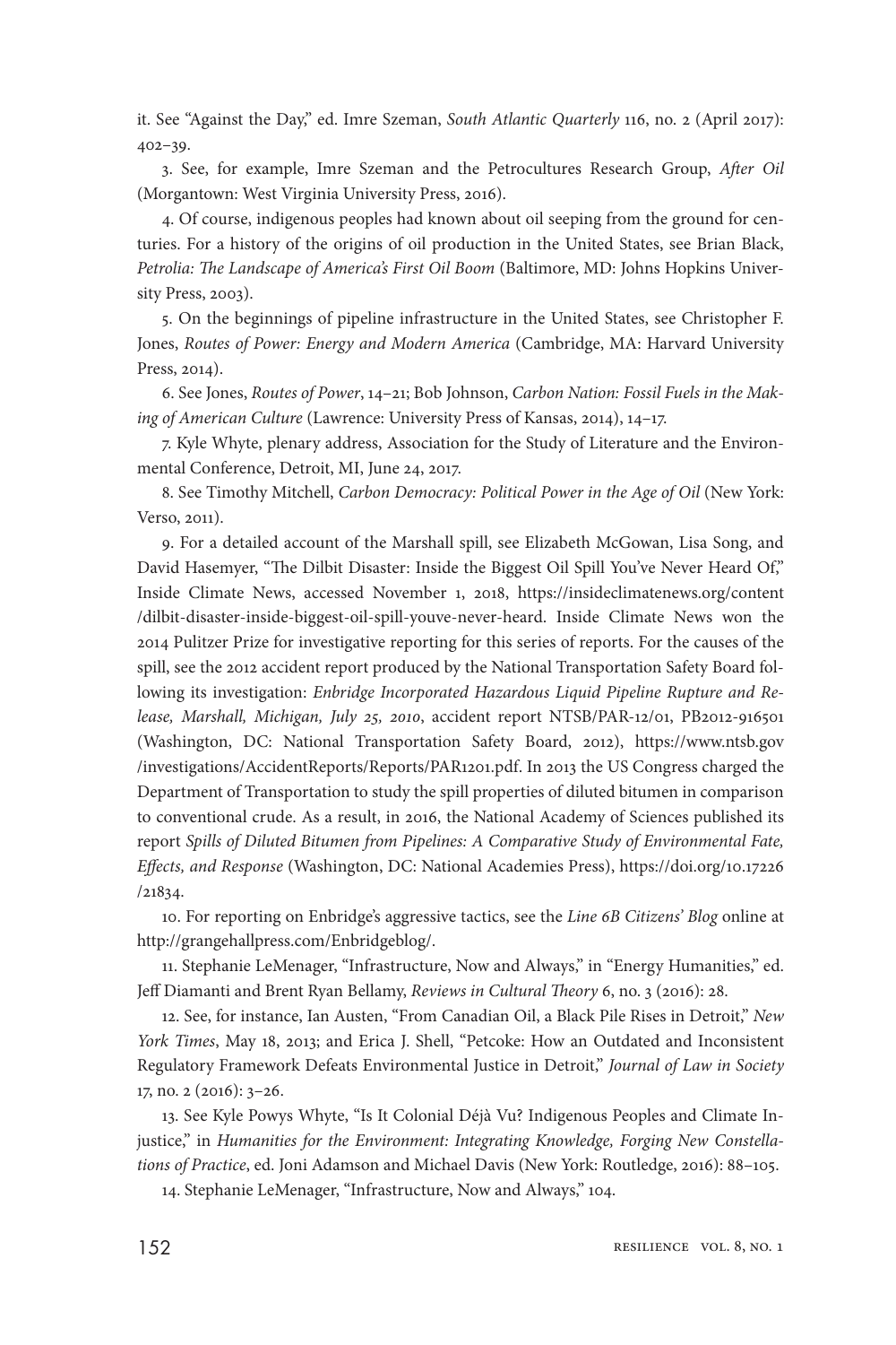it. See "Against the Day," ed. Imre Szeman, *South Atlantic Quarterly* 116, no. 2 (April 2017): 402–39.

3. See, for example, Imre Szeman and the Petrocultures Research Group, *After Oil* (Morgantown: West Virginia University Press, 2016).

4. Of course, indigenous peoples had known about oil seeping from the ground for centuries. For a history of the origins of oil production in the United States, see Brian Black, *Petrolia: The Landscape of America's First Oil Boom* (Baltimore, MD: Johns Hopkins University Press, 2003).

5. On the beginnings of pipeline infrastructure in the United States, see Christopher F. Jones, *Routes of Power: Energy and Modern America* (Cambridge, MA: Harvard University Press, 2014).

6. See Jones, *Routes of Power*, 14–21; Bob Johnson, *Carbon Nation: Fossil Fuels in the Making of American Culture* (Lawrence: University Press of Kansas, 2014), 14–17.

7. Kyle Whyte, plenary address, Association for the Study of Literature and the Environmental Conference, Detroit, MI, June 24, 2017.

8. See Timothy Mitchell, *Carbon Democracy: Political Power in the Age of Oil* (New York: Verso, 2011).

9. For a detailed account of the Marshall spill, see Elizabeth McGowan, Lisa Song, and David Hasemyer, "The Dilbit Disaster: Inside the Biggest Oil Spill You've Never Heard Of," Inside Climate News, accessed November 1, 2018, https://insideclimatenews.org/content/dilbit-disaster-inside-biggest-oil-spill-youve-never-heard. Inside Climate News won the 2014 Pulitzer Prize for investigative reporting for this series of reports. For the causes of the spill, see the 2012 accident report produced by the National Transportation Safety Board following its investigation: *Enbridge Incorporated Hazardous Liquid Pipeline Rupture and Release, Marshall, Michigan, July 25, 2010*, accident report NTSB/PAR-12/01, PB2012-916501 (Washington, DC: National Transportation Safety Board, 2012), https://www.ntsb.gov/investigations/AccidentReports/Reports/PAR1201.pdf. In 2013 the US Congress charged the Department of Transportation to study the spill properties of diluted bitumen in comparison to conventional crude. As a result, in 2016, the National Academy of Sciences published its report *Spills of Diluted Bitumen from Pipelines: A Comparative Study of Environmental Fate, Effects, and Response* (Washington, DC: National Academies Press), https://doi.org/10.17226/21834.

10. For reporting on Enbridge's aggressive tactics, see the *Line 6B Citizens' Blog* online at http://grangehallpress.com/Enbridgeblog/.

11. Stephanie LeMenager, "Infrastructure, Now and Always," in "Energy Humanities," ed. Jeff Diamanti and Brent Ryan Bellamy, *Reviews in Cultural Theory* 6, no. 3 (2016): 28.

12. See, for instance, Ian Austen, "From Canadian Oil, a Black Pile Rises in Detroit," *New York Times*, May 18, 2013; and Erica J. Shell, "Petcoke: How an Outdated and Inconsistent Regulatory Framework Defeats Environmental Justice in Detroit," *Journal of Law in Society* 17, no. 2 (2016): 3–26.

13. See Kyle Powys Whyte, "Is It Colonial Déjà Vu? Indigenous Peoples and Climate Injustice," in *Humanities for the Environment: Integrating Knowledge, Forging New Constellations of Practice*, ed. Joni Adamson and Michael Davis (New York: Routledge, 2016): 88–105.

14. Stephanie LeMenager, "Infrastructure, Now and Always," 104.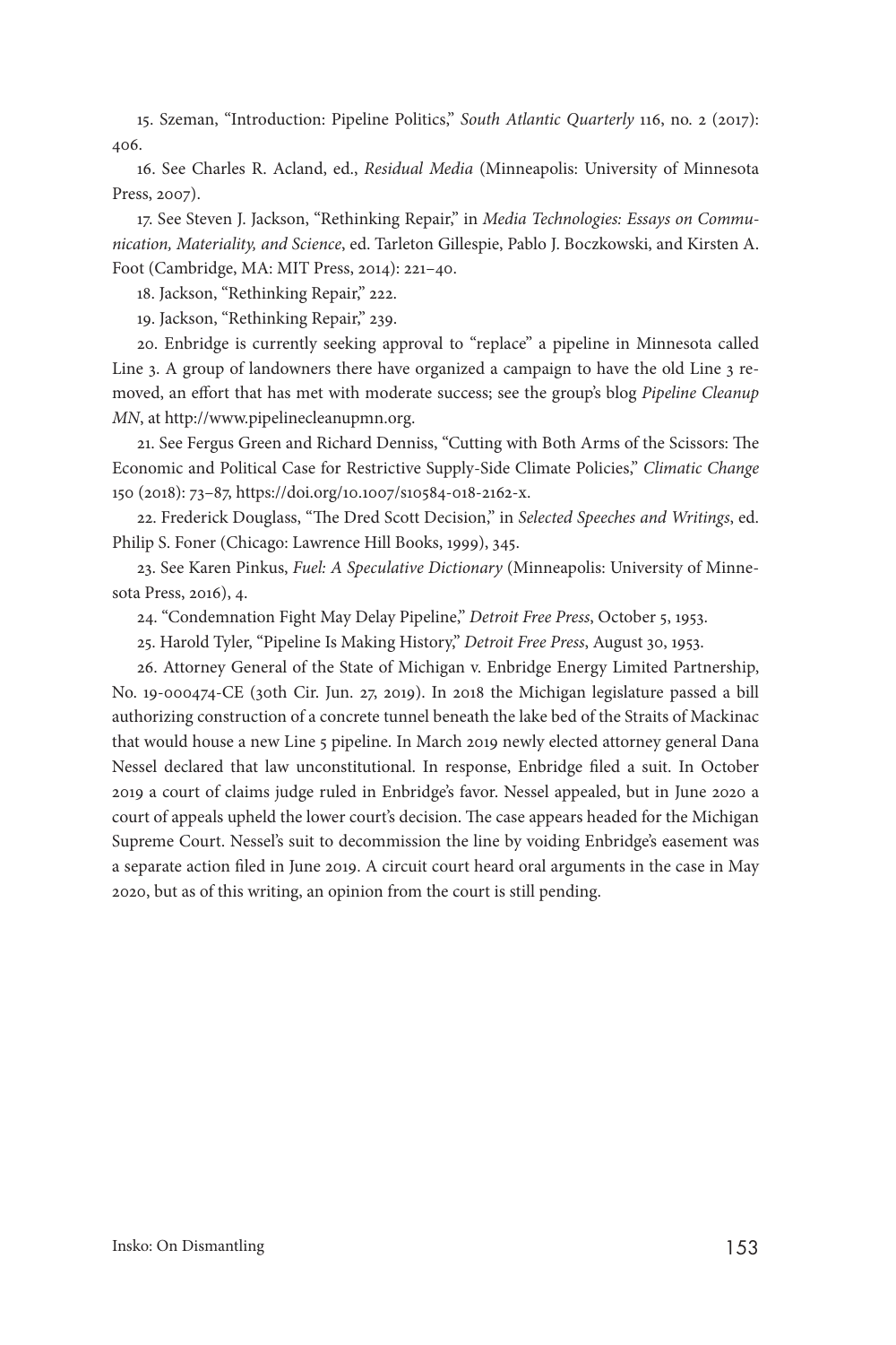15. Szeman, "Introduction: Pipeline Politics," *South Atlantic Quarterly* 116, no. 2 (2017): 406.

16. See Charles R. Acland, ed., *Residual Media* (Minneapolis: University of Minnesota Press, 2007).

17. See Steven J. Jackson, "Rethinking Repair," in *Media Technologies: Essays on Communication, Materiality, and Science*, ed. Tarleton Gillespie, Pablo J. Boczkowski, and Kirsten A. Foot (Cambridge, MA: MIT Press, 2014): 221–40.

18. Jackson, "Rethinking Repair," 222.

19. Jackson, "Rethinking Repair," 239.

20. Enbridge is currently seeking approval to "replace" a pipeline in Minnesota called Line 3. A group of landowners there have organized a campaign to have the old Line 3 removed, an effort that has met with moderate success; see the group's blog *Pipeline Cleanup MN*, at http://www.pipelinecleanupmn.org.

21. See Fergus Green and Richard Denniss, "Cutting with Both Arms of the Scissors: The Economic and Political Case for Restrictive Supply-Side Climate Policies," *Climatic Change* 150 (2018): 73–87, https://doi.org/10.1007/s10584-018-2162-x.

22. Frederick Douglass, "The Dred Scott Decision," in *Selected Speeches and Writings*, ed. Philip S. Foner (Chicago: Lawrence Hill Books, 1999), 345.

23. See Karen Pinkus, *Fuel: A Speculative Dictionary* (Minneapolis: University of Minnesota Press, 2016), 4.

24. "Condemnation Fight May Delay Pipeline," *Detroit Free Press*, October 5, 1953.

25. Harold Tyler, "Pipeline Is Making History," *Detroit Free Press*, August 30, 1953.

26. Attorney General of the State of Michigan v. Enbridge Energy Limited Partnership, No. 19-000474-CE (30th Cir. Jun. 27, 2019). In 2018 the Michigan legislature passed a bill authorizing construction of a concrete tunnel beneath the lake bed of the Straits of Mackinac that would house a new Line 5 pipeline. In March 2019 newly elected attorney general Dana Nessel declared that law unconstitutional. In response, Enbridge filed a suit. In October 2019 a court of claims judge ruled in Enbridge's favor. Nessel appealed, but in June 2020 a court of appeals upheld the lower court's decision. The case appears headed for the Michigan Supreme Court. Nessel's suit to decommission the line by voiding Enbridge's easement was a separate action filed in June 2019. A circuit court heard oral arguments in the case in May 2020, but as of this writing, an opinion from the court is still pending.